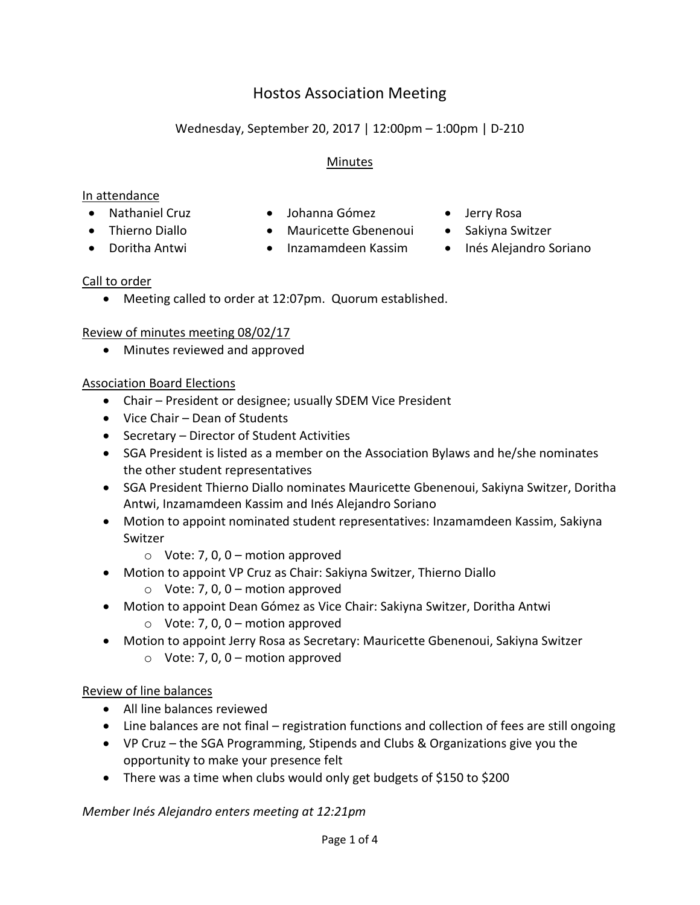# Hostos Association Meeting

Wednesday, September 20, 2017 | 12:00pm – 1:00pm | D-210

## Minutes

### In attendance

- Nathaniel Cruz
- Thierno Diallo
- Doritha Antwi
- Johanna Gómez
- Mauricette Gbenenoui
- Inzamamdeen Kassim
- Jerry Rosa
- Sakiyna Switzer
- Inés Alejandro Soriano

### Call to order

- Meeting called to order at 12:07pm. Quorum established.

### Review of minutes meeting 08/02/17

- Minutes reviewed and approved

### Association Board Elections

- Chair – President or designee; usually SDEM Vice President
- Vice Chair – Dean of Students
- Secretary – Director of Student Activities
- SGA President is listed as a member on the Association Bylaws and he/she nominates the other student representatives
- SGA President Thierno Diallo nominates Mauricette Gbenenoui, Sakiyna Switzer, Doritha Antwi, Inzamamdeen Kassim and Inés Alejandro Soriano
- Motion to appoint nominated student representatives: Inzamamdeen Kassim, Sakiyna Switzer
  - Vote: 7, 0, 0 – motion approved
- Motion to appoint VP Cruz as Chair: Sakiyna Switzer, Thierno Diallo
  - Vote: 7, 0, 0 – motion approved
- Motion to appoint Dean Gómez as Vice Chair: Sakiyna Switzer, Doritha Antwi
  - Vote: 7, 0, 0 – motion approved
- Motion to appoint Jerry Rosa as Secretary: Mauricette Gbenenoui, Sakiyna Switzer
  - Vote: 7, 0, 0 – motion approved

### Review of line balances

- All line balances reviewed
- Line balances are not final – registration functions and collection of fees are still ongoing
- VP Cruz – the SGA Programming, Stipends and Clubs & Organizations give you the opportunity to make your presence felt
- There was a time when clubs would only get budgets of $150 to $200

*Member Inés Alejandro enters meeting at 12:21pm*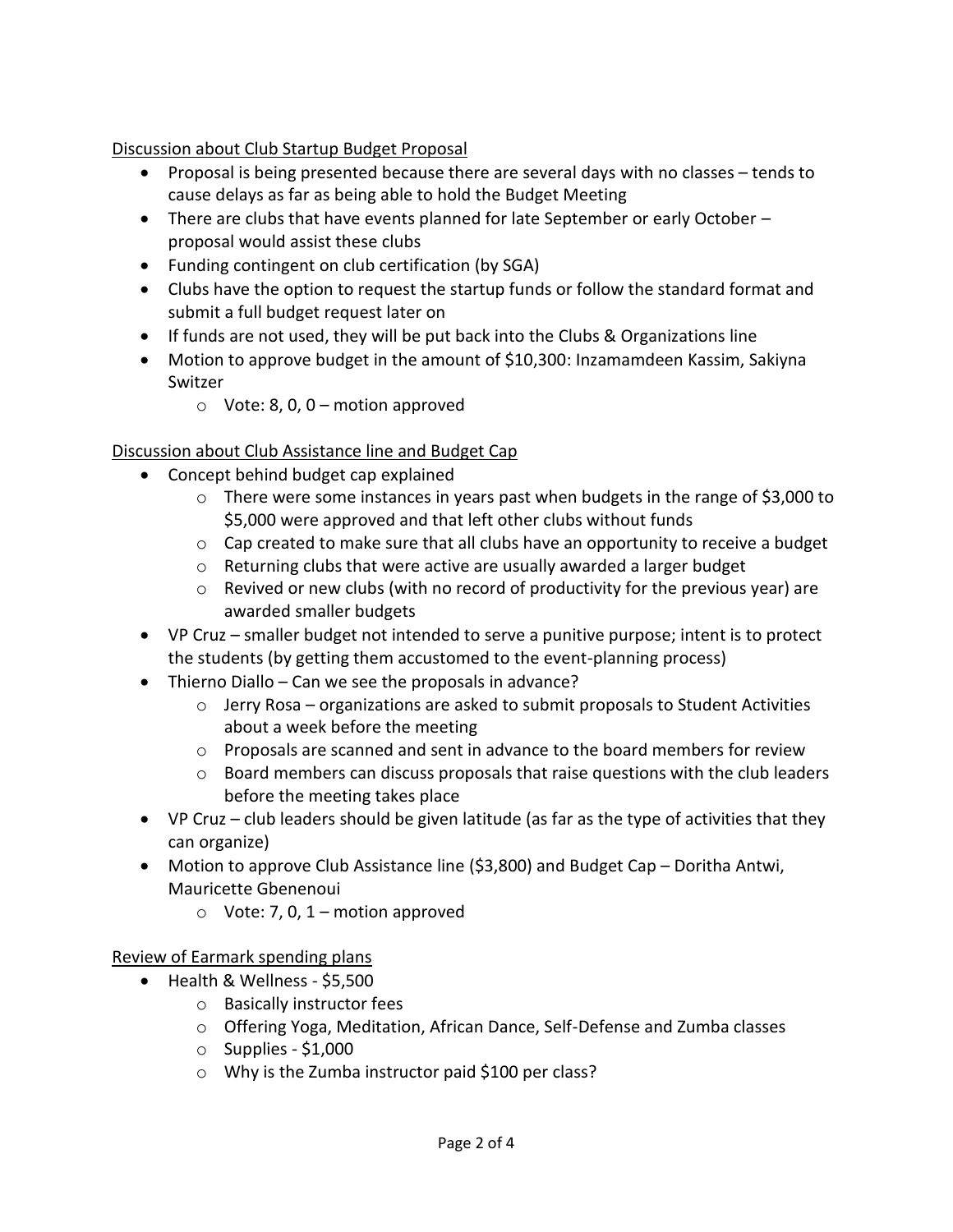<u>Discussion about Club Startup Budget Proposal</u>

- Proposal is being presented because there are several days with no classes – tends to cause delays as far as being able to hold the Budget Meeting
- There are clubs that have events planned for late September or early October – proposal would assist these clubs
- Funding contingent on club certification (by SGA)
- Clubs have the option to request the startup funds or follow the standard format and submit a full budget request later on
- If funds are not used, they will be put back into the Clubs & Organizations line
- Motion to approve budget in the amount of $10,300: Inzamamdeen Kassim, Sakiyna Switzer
  - Vote: 8, 0, 0 – motion approved

<u>Discussion about Club Assistance line and Budget Cap</u>

- Concept behind budget cap explained
  - There were some instances in years past when budgets in the range of $3,000 to $5,000 were approved and that left other clubs without funds
  - Cap created to make sure that all clubs have an opportunity to receive a budget
  - Returning clubs that were active are usually awarded a larger budget
  - Revived or new clubs (with no record of productivity for the previous year) are awarded smaller budgets
- VP Cruz – smaller budget not intended to serve a punitive purpose; intent is to protect the students (by getting them accustomed to the event-planning process)
- Thierno Diallo – Can we see the proposals in advance?
  - Jerry Rosa – organizations are asked to submit proposals to Student Activities about a week before the meeting
  - Proposals are scanned and sent in advance to the board members for review
  - Board members can discuss proposals that raise questions with the club leaders before the meeting takes place
- VP Cruz – club leaders should be given latitude (as far as the type of activities that they can organize)
- Motion to approve Club Assistance line ($3,800) and Budget Cap – Doritha Antwi, Mauricette Gbenenoui
  - Vote: 7, 0, 1 – motion approved

<u>Review of Earmark spending plans</u>

- Health & Wellness - $5,500
  - Basically instructor fees
  - Offering Yoga, Meditation, African Dance, Self-Defense and Zumba classes
  - Supplies - $1,000
  - Why is the Zumba instructor paid $100 per class?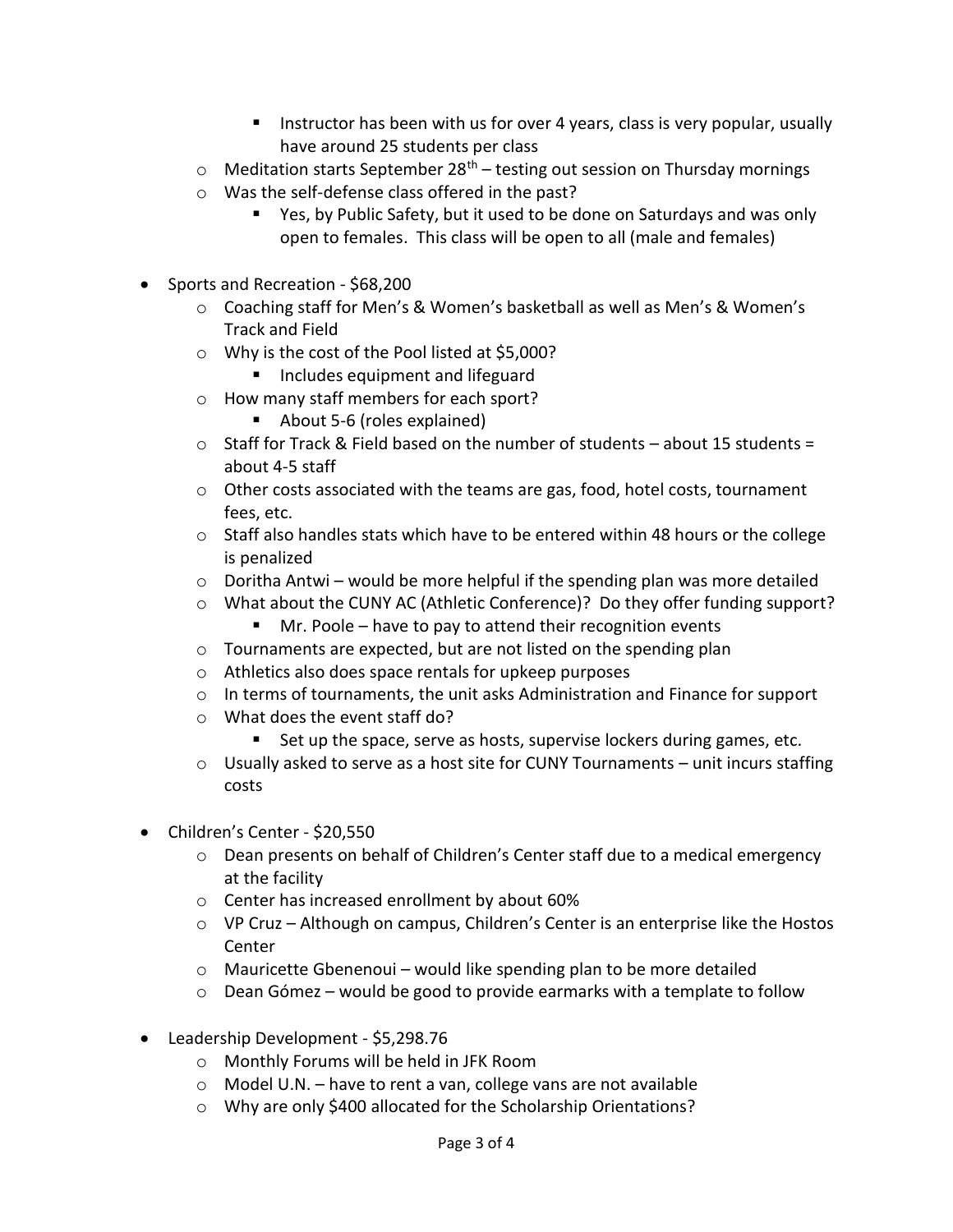- Instructor has been with us for over 4 years, class is very popular, usually have around 25 students per class
    - Meditation starts September 28th – testing out session on Thursday mornings
    - Was the self-defense class offered in the past?
        - Yes, by Public Safety, but it used to be done on Saturdays and was only open to females. This class will be open to all (male and females)

- Sports and Recreation - $68,200
    - Coaching staff for Men's & Women's basketball as well as Men's & Women's Track and Field
    - Why is the cost of the Pool listed at $5,000?
        - Includes equipment and lifeguard
    - How many staff members for each sport?
        - About 5-6 (roles explained)
    - Staff for Track & Field based on the number of students – about 15 students = about 4-5 staff
    - Other costs associated with the teams are gas, food, hotel costs, tournament fees, etc.
    - Staff also handles stats which have to be entered within 48 hours or the college is penalized
    - Doritha Antwi – would be more helpful if the spending plan was more detailed
    - What about the CUNY AC (Athletic Conference)? Do they offer funding support?
        - Mr. Poole – have to pay to attend their recognition events
    - Tournaments are expected, but are not listed on the spending plan
    - Athletics also does space rentals for upkeep purposes
    - In terms of tournaments, the unit asks Administration and Finance for support
    - What does the event staff do?
        - Set up the space, serve as hosts, supervise lockers during games, etc.
    - Usually asked to serve as a host site for CUNY Tournaments – unit incurs staffing costs

- Children's Center - $20,550
    - Dean presents on behalf of Children's Center staff due to a medical emergency at the facility
    - Center has increased enrollment by about 60%
    - VP Cruz – Although on campus, Children's Center is an enterprise like the Hostos Center
    - Mauricette Gbenenoui – would like spending plan to be more detailed
    - Dean Gómez – would be good to provide earmarks with a template to follow

- Leadership Development - $5,298.76
    - Monthly Forums will be held in JFK Room
    - Model U.N. – have to rent a van, college vans are not available
    - Why are only $400 allocated for the Scholarship Orientations?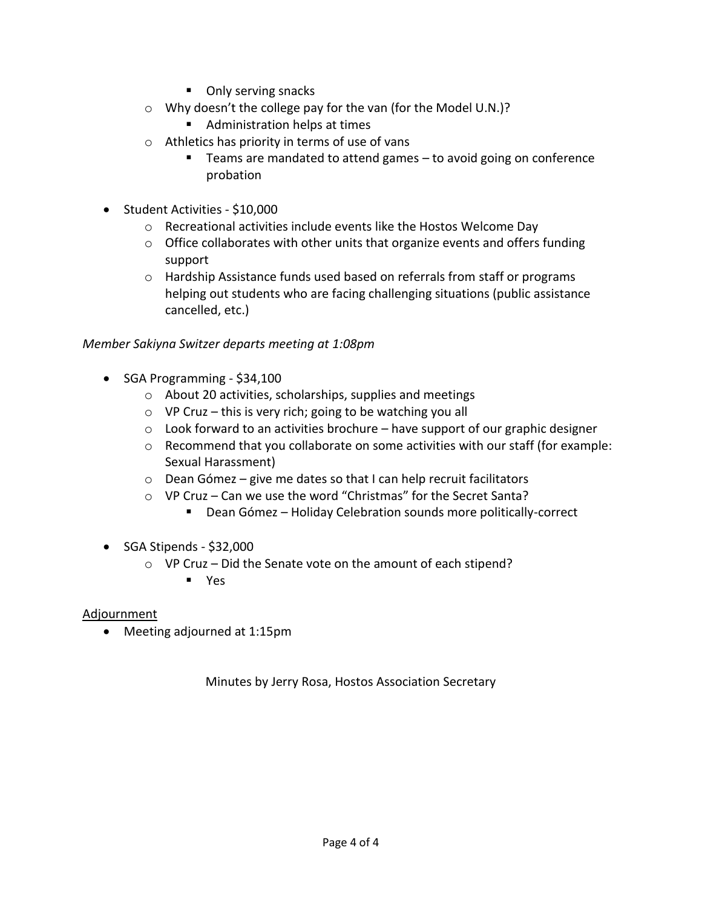- Only serving snacks
    - Why doesn't the college pay for the van (for the Model U.N.)?
        - Administration helps at times
    - Athletics has priority in terms of use of vans
        - Teams are mandated to attend games – to avoid going on conference probation

- Student Activities - $10,000
    - Recreational activities include events like the Hostos Welcome Day
    - Office collaborates with other units that organize events and offers funding support
    - Hardship Assistance funds used based on referrals from staff or programs helping out students who are facing challenging situations (public assistance cancelled, etc.)

*Member Sakiyna Switzer departs meeting at 1:08pm*

- SGA Programming - $34,100
    - About 20 activities, scholarships, supplies and meetings
    - VP Cruz – this is very rich; going to be watching you all
    - Look forward to an activities brochure – have support of our graphic designer
    - Recommend that you collaborate on some activities with our staff (for example: Sexual Harassment)
    - Dean Gómez – give me dates so that I can help recruit facilitators
    - VP Cruz – Can we use the word "Christmas" for the Secret Santa?
        - Dean Gómez – Holiday Celebration sounds more politically-correct

- SGA Stipends - $32,000
    - VP Cruz – Did the Senate vote on the amount of each stipend?
        - Yes

<u>Adjournment</u>

- Meeting adjourned at 1:15pm

Minutes by Jerry Rosa, Hostos Association Secretary